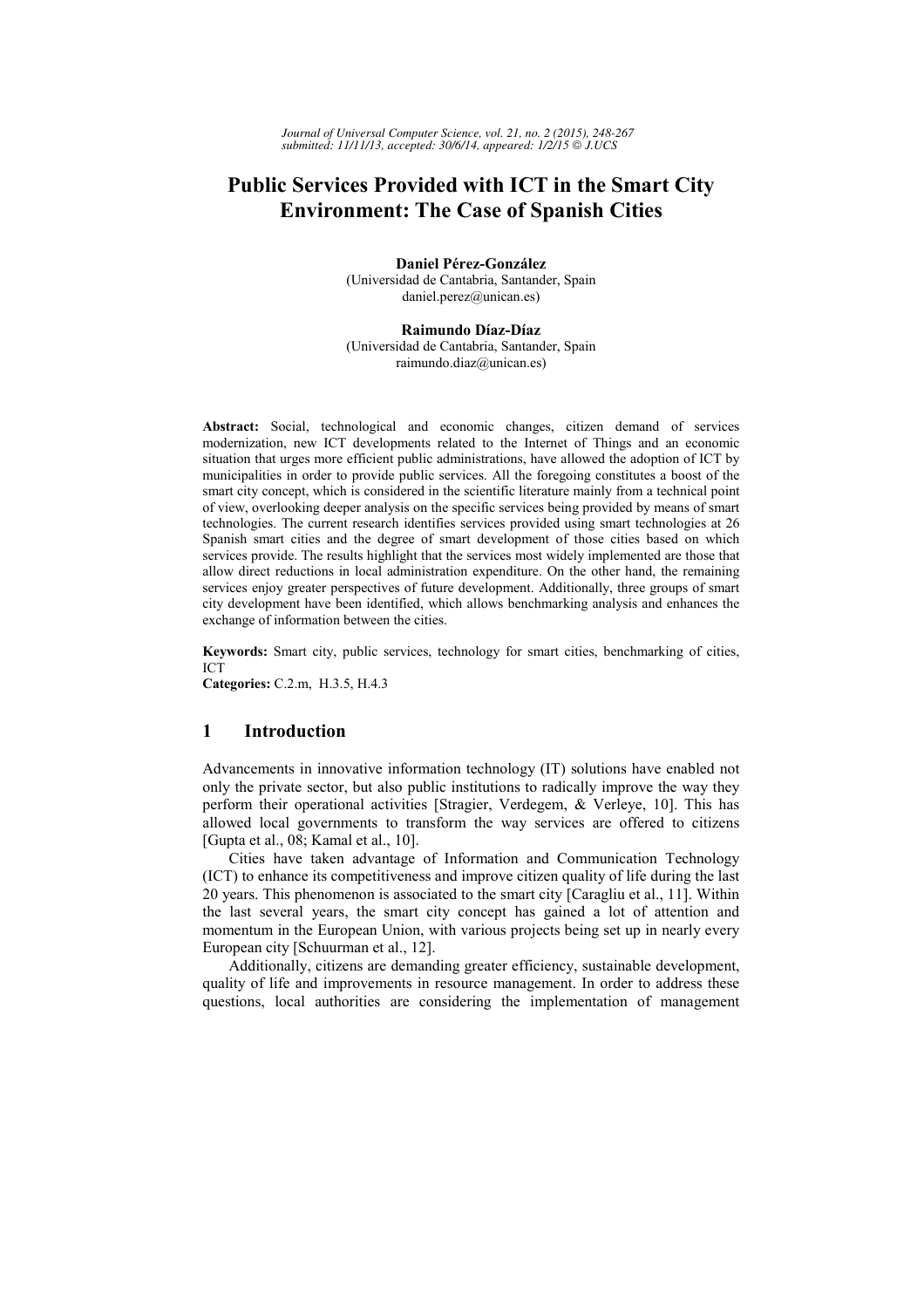# Public Services Provided with ICT in the Smart City Environment: The Case of Spanish Cities

**Daniel Pérez-González**
(Universidad de Cantabria, Santander, Spain
daniel.perez@unican.es)

**Raimundo Díaz-Díaz**
(Universidad de Cantabria, Santander, Spain
raimundo.diaz@unican.es)

**Abstract:** Social, technological and economic changes, citizen demand of services modernization, new ICT developments related to the Internet of Things and an economic situation that urges more efficient public administrations, have allowed the adoption of ICT by municipalities in order to provide public services. All the foregoing constitutes a boost of the smart city concept, which is considered in the scientific literature mainly from a technical point of view, overlooking deeper analysis on the specific services being provided by means of smart technologies. The current research identifies services provided using smart technologies at 26 Spanish smart cities and the degree of smart development of those cities based on which services provide. The results highlight that the services most widely implemented are those that allow direct reductions in local administration expenditure. On the other hand, the remaining services enjoy greater perspectives of future development. Additionally, three groups of smart city development have been identified, which allows benchmarking analysis and enhances the exchange of information between the cities.

**Keywords:** Smart city, public services, technology for smart cities, benchmarking of cities, ICT

**Categories:** C.2.m, H.3.5, H.4.3

## 1 Introduction

Advancements in innovative information technology (IT) solutions have enabled not only the private sector, but also public institutions to radically improve the way they perform their operational activities [Stragier, Verdegem, & Verleye, 10]. This has allowed local governments to transform the way services are offered to citizens [Gupta et al., 08; Kamal et al., 10].

Cities have taken advantage of Information and Communication Technology (ICT) to enhance its competitiveness and improve citizen quality of life during the last 20 years. This phenomenon is associated to the smart city [Caragliu et al., 11]. Within the last several years, the smart city concept has gained a lot of attention and momentum in the European Union, with various projects being set up in nearly every European city [Schuurman et al., 12].

Additionally, citizens are demanding greater efficiency, sustainable development, quality of life and improvements in resource management. In order to address these questions, local authorities are considering the implementation of management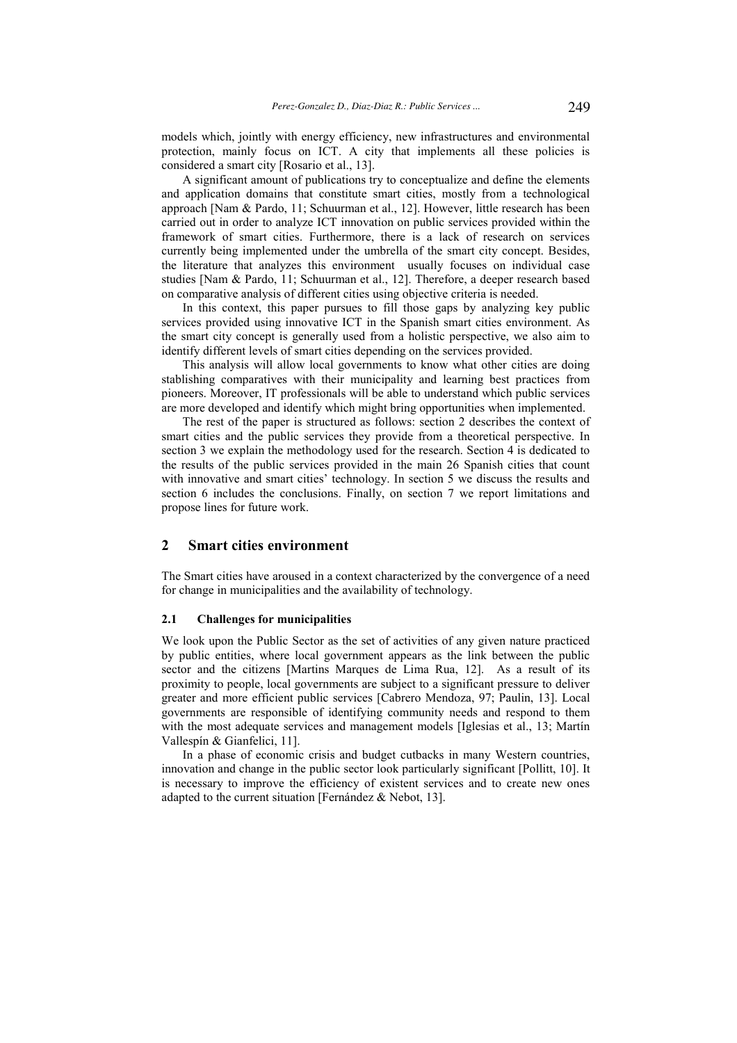models which, jointly with energy efficiency, new infrastructures and environmental protection, mainly focus on ICT. A city that implements all these policies is considered a smart city [Rosario et al., 13].

A significant amount of publications try to conceptualize and define the elements and application domains that constitute smart cities, mostly from a technological approach [Nam & Pardo, 11; Schuurman et al., 12]. However, little research has been carried out in order to analyze ICT innovation on public services provided within the framework of smart cities. Furthermore, there is a lack of research on services currently being implemented under the umbrella of the smart city concept. Besides, the literature that analyzes this environment usually focuses on individual case studies [Nam & Pardo, 11; Schuurman et al., 12]. Therefore, a deeper research based on comparative analysis of different cities using objective criteria is needed.

In this context, this paper pursues to fill those gaps by analyzing key public services provided using innovative ICT in the Spanish smart cities environment. As the smart city concept is generally used from a holistic perspective, we also aim to identify different levels of smart cities depending on the services provided.

This analysis will allow local governments to know what other cities are doing stablishing comparatives with their municipality and learning best practices from pioneers. Moreover, IT professionals will be able to understand which public services are more developed and identify which might bring opportunities when implemented.

The rest of the paper is structured as follows: section 2 describes the context of smart cities and the public services they provide from a theoretical perspective. In section 3 we explain the methodology used for the research. Section 4 is dedicated to the results of the public services provided in the main 26 Spanish cities that count with innovative and smart cities' technology. In section 5 we discuss the results and section 6 includes the conclusions. Finally, on section 7 we report limitations and propose lines for future work.

## 2 Smart cities environment

The Smart cities have aroused in a context characterized by the convergence of a need for change in municipalities and the availability of technology.

### 2.1 Challenges for municipalities

We look upon the Public Sector as the set of activities of any given nature practiced by public entities, where local government appears as the link between the public sector and the citizens [Martins Marques de Lima Rua, 12]. As a result of its proximity to people, local governments are subject to a significant pressure to deliver greater and more efficient public services [Cabrero Mendoza, 97; Paulin, 13]. Local governments are responsible of identifying community needs and respond to them with the most adequate services and management models [Iglesias et al., 13; Martín Vallespín & Gianfelici, 11].

In a phase of economic crisis and budget cutbacks in many Western countries, innovation and change in the public sector look particularly significant [Pollitt, 10]. It is necessary to improve the efficiency of existent services and to create new ones adapted to the current situation [Fernández & Nebot, 13].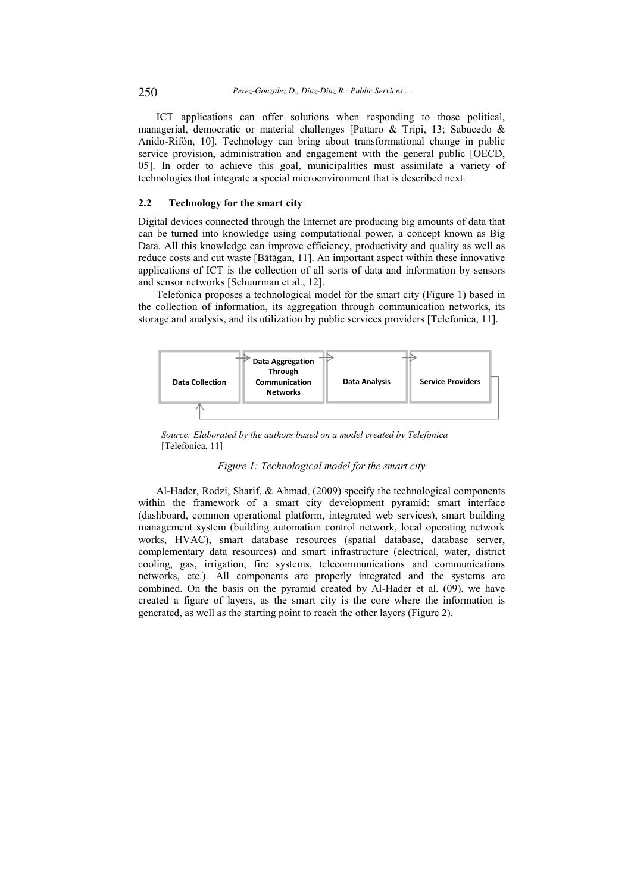ICT applications can offer solutions when responding to those political, managerial, democratic or material challenges [Pattaro & Tripi, 13; Sabucedo & Anido-Rifón, 10]. Technology can bring about transformational change in public service provision, administration and engagement with the general public [OECD, 05]. In order to achieve this goal, municipalities must assimilate a variety of technologies that integrate a special microenvironment that is described next.

### 2.2 Technology for the smart city

Digital devices connected through the Internet are producing big amounts of data that can be turned into knowledge using computational power, a concept known as Big Data. All this knowledge can improve efficiency, productivity and quality as well as reduce costs and cut waste [Bătăgan, 11]. An important aspect within these innovative applications of ICT is the collection of all sorts of data and information by sensors and sensor networks [Schuurman et al., 12].

Telefonica proposes a technological model for the smart city (Figure 1) based in the collection of information, its aggregation through communication networks, its storage and analysis, and its utilization by public services providers [Telefonica, 11].

Data Collection → Data Aggregation Through Communication Networks → Data Analysis → Service Providers

*Source: Elaborated by the authors based on a model created by Telefonica* [Telefonica, 11]

*Figure 1: Technological model for the smart city*

Al-Hader, Rodzi, Sharif, & Ahmad, (2009) specify the technological components within the framework of a smart city development pyramid: smart interface (dashboard, common operational platform, integrated web services), smart building management system (building automation control network, local operating network works, HVAC), smart database resources (spatial database, database server, complementary data resources) and smart infrastructure (electrical, water, district cooling, gas, irrigation, fire systems, telecommunications and communications networks, etc.). All components are properly integrated and the systems are combined. On the basis on the pyramid created by Al-Hader et al. (09), we have created a figure of layers, as the smart city is the core where the information is generated, as well as the starting point to reach the other layers (Figure 2).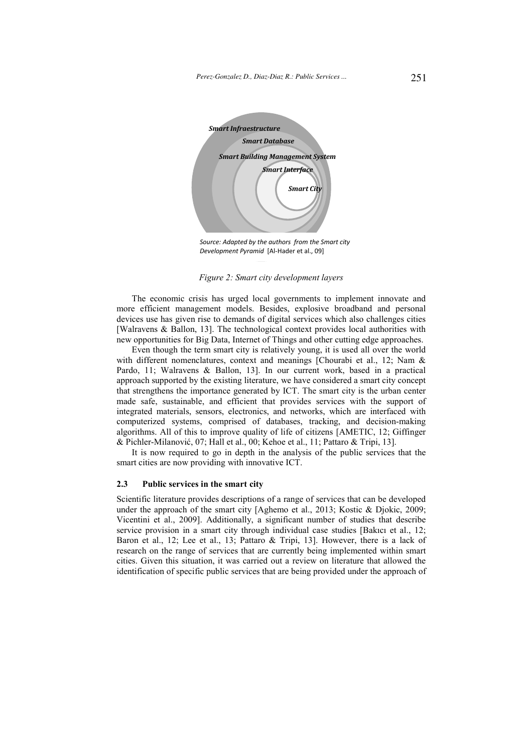Smart Infraestructure

Smart Database

Smart Building Management System

Smart Interface

Smart City

*Source: Adapted by the authors from the Smart city Development Pyramid* [Al-Hader et al., 09]

*Figure 2: Smart city development layers*

The economic crisis has urged local governments to implement innovate and more efficient management models. Besides, explosive broadband and personal devices use has given rise to demands of digital services which also challenges cities [Walravens & Ballon, 13]. The technological context provides local authorities with new opportunities for Big Data, Internet of Things and other cutting edge approaches.

Even though the term smart city is relatively young, it is used all over the world with different nomenclatures, context and meanings [Chourabi et al., 12; Nam & Pardo, 11; Walravens & Ballon, 13]. In our current work, based in a practical approach supported by the existing literature, we have considered a smart city concept that strengthens the importance generated by ICT. The smart city is the urban center made safe, sustainable, and efficient that provides services with the support of integrated materials, sensors, electronics, and networks, which are interfaced with computerized systems, comprised of databases, tracking, and decision-making algorithms. All of this to improve quality of life of citizens [AMETIC, 12; Giffinger & Pichler-Milanović, 07; Hall et al., 00; Kehoe et al., 11; Pattaro & Tripi, 13].

It is now required to go in depth in the analysis of the public services that the smart cities are now providing with innovative ICT.

### 2.3 Public services in the smart city

Scientific literature provides descriptions of a range of services that can be developed under the approach of the smart city [Aghemo et al., 2013; Kostic & Djokic, 2009; Vicentini et al., 2009]. Additionally, a significant number of studies that describe service provision in a smart city through individual case studies [Bakıcı et al., 12; Baron et al., 12; Lee et al., 13; Pattaro & Tripi, 13]. However, there is a lack of research on the range of services that are currently being implemented within smart cities. Given this situation, it was carried out a review on literature that allowed the identification of specific public services that are being provided under the approach of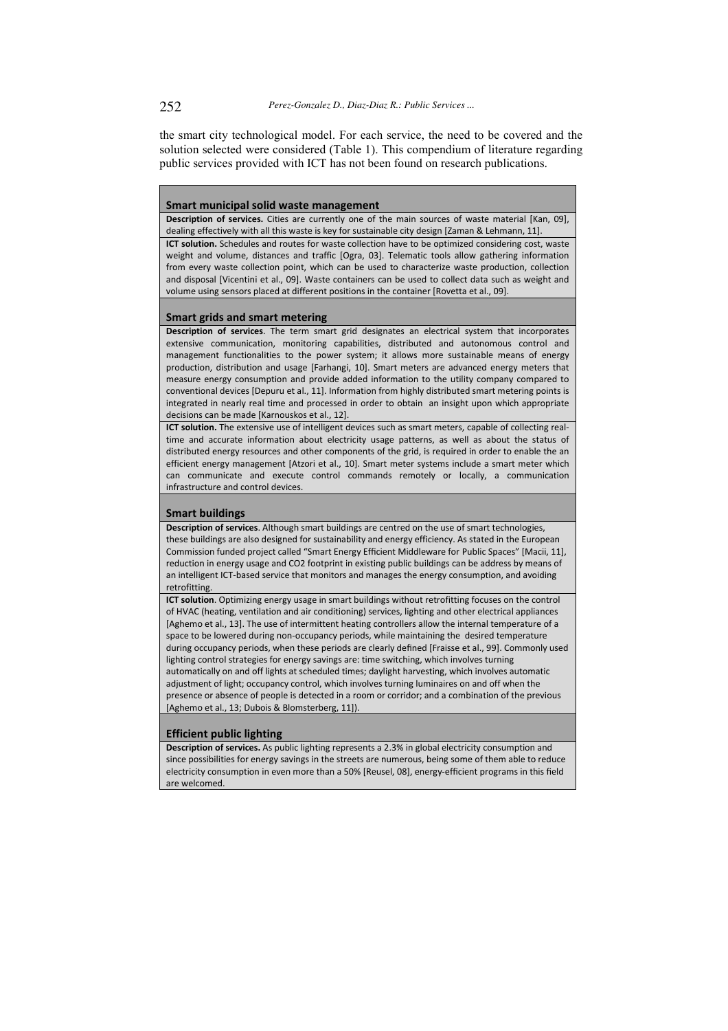the smart city technological model. For each service, the need to be covered and the solution selected were considered (Table 1). This compendium of literature regarding public services provided with ICT has not been found on research publications.

**Smart municipal solid waste management**

**Description of services.** Cities are currently one of the main sources of waste material [Kan, 09], dealing effectively with all this waste is key for sustainable city design [Zaman & Lehmann, 11].

**ICT solution.** Schedules and routes for waste collection have to be optimized considering cost, waste weight and volume, distances and traffic [Ogra, 03]. Telematic tools allow gathering information from every waste collection point, which can be used to characterize waste production, collection and disposal [Vicentini et al., 09]. Waste containers can be used to collect data such as weight and volume using sensors placed at different positions in the container [Rovetta et al., 09].

**Smart grids and smart metering**

**Description of services**. The term smart grid designates an electrical system that incorporates extensive communication, monitoring capabilities, distributed and autonomous control and management functionalities to the power system; it allows more sustainable means of energy production, distribution and usage [Farhangi, 10]. Smart meters are advanced energy meters that measure energy consumption and provide added information to the utility company compared to conventional devices [Depuru et al., 11]. Information from highly distributed smart metering points is integrated in nearly real time and processed in order to obtain an insight upon which appropriate decisions can be made [Karnouskos et al., 12].

**ICT solution.** The extensive use of intelligent devices such as smart meters, capable of collecting real-time and accurate information about electricity usage patterns, as well as about the status of distributed energy resources and other components of the grid, is required in order to enable the an efficient energy management [Atzori et al., 10]. Smart meter systems include a smart meter which can communicate and execute control commands remotely or locally, a communication infrastructure and control devices.

**Smart buildings**

**Description of services**. Although smart buildings are centred on the use of smart technologies, these buildings are also designed for sustainability and energy efficiency. As stated in the European Commission funded project called "Smart Energy Efficient Middleware for Public Spaces" [Macii, 11], reduction in energy usage and CO2 footprint in existing public buildings can be address by means of an intelligent ICT-based service that monitors and manages the energy consumption, and avoiding retrofitting.

**ICT solution**. Optimizing energy usage in smart buildings without retrofitting focuses on the control of HVAC (heating, ventilation and air conditioning) services, lighting and other electrical appliances [Aghemo et al., 13]. The use of intermittent heating controllers allow the internal temperature of a space to be lowered during non-occupancy periods, while maintaining the desired temperature during occupancy periods, when these periods are clearly defined [Fraisse et al., 99]. Commonly used lighting control strategies for energy savings are: time switching, which involves turning automatically on and off lights at scheduled times; daylight harvesting, which involves automatic adjustment of light; occupancy control, which involves turning luminaires on and off when the presence or absence of people is detected in a room or corridor; and a combination of the previous [Aghemo et al., 13; Dubois & Blomsterberg, 11]).

**Efficient public lighting**

**Description of services.** As public lighting represents a 2.3% in global electricity consumption and since possibilities for energy savings in the streets are numerous, being some of them able to reduce electricity consumption in even more than a 50% [Reusel, 08], energy-efficient programs in this field are welcomed.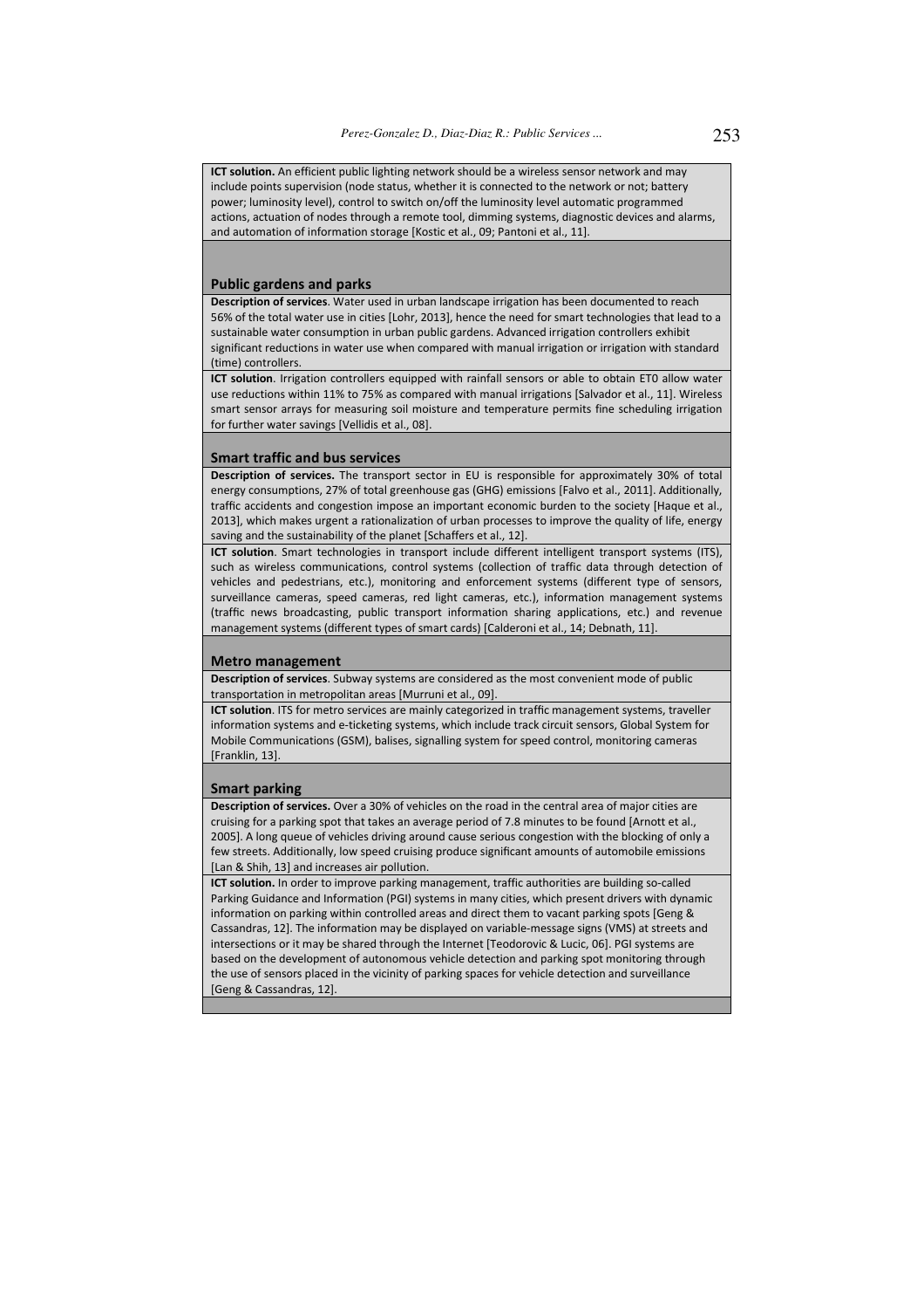**ICT solution.** An efficient public lighting network should be a wireless sensor network and may include points supervision (node status, whether it is connected to the network or not; battery power; luminosity level), control to switch on/off the luminosity level automatic programmed actions, actuation of nodes through a remote tool, dimming systems, diagnostic devices and alarms, and automation of information storage [Kostic et al., 09; Pantoni et al., 11].

### Public gardens and parks

**Description of services**. Water used in urban landscape irrigation has been documented to reach 56% of the total water use in cities [Lohr, 2013], hence the need for smart technologies that lead to a sustainable water consumption in urban public gardens. Advanced irrigation controllers exhibit significant reductions in water use when compared with manual irrigation or irrigation with standard (time) controllers.

**ICT solution**. Irrigation controllers equipped with rainfall sensors or able to obtain ET0 allow water use reductions within 11% to 75% as compared with manual irrigations [Salvador et al., 11]. Wireless smart sensor arrays for measuring soil moisture and temperature permits fine scheduling irrigation for further water savings [Vellidis et al., 08].

### Smart traffic and bus services

**Description of services.** The transport sector in EU is responsible for approximately 30% of total energy consumptions, 27% of total greenhouse gas (GHG) emissions [Falvo et al., 2011]. Additionally, traffic accidents and congestion impose an important economic burden to the society [Haque et al., 2013], which makes urgent a rationalization of urban processes to improve the quality of life, energy saving and the sustainability of the planet [Schaffers et al., 12].

**ICT solution**. Smart technologies in transport include different intelligent transport systems (ITS), such as wireless communications, control systems (collection of traffic data through detection of vehicles and pedestrians, etc.), monitoring and enforcement systems (different type of sensors, surveillance cameras, speed cameras, red light cameras, etc.), information management systems (traffic news broadcasting, public transport information sharing applications, etc.) and revenue management systems (different types of smart cards) [Calderoni et al., 14; Debnath, 11].

### Metro management

**Description of services**. Subway systems are considered as the most convenient mode of public transportation in metropolitan areas [Murruni et al., 09].

**ICT solution**. ITS for metro services are mainly categorized in traffic management systems, traveller information systems and e-ticketing systems, which include track circuit sensors, Global System for Mobile Communications (GSM), balises, signalling system for speed control, monitoring cameras [Franklin, 13].

### Smart parking

**Description of services.** Over a 30% of vehicles on the road in the central area of major cities are cruising for a parking spot that takes an average period of 7.8 minutes to be found [Arnott et al., 2005]. A long queue of vehicles driving around cause serious congestion with the blocking of only a few streets. Additionally, low speed cruising produce significant amounts of automobile emissions [Lan & Shih, 13] and increases air pollution.

**ICT solution.** In order to improve parking management, traffic authorities are building so-called Parking Guidance and Information (PGI) systems in many cities, which present drivers with dynamic information on parking within controlled areas and direct them to vacant parking spots [Geng & Cassandras, 12]. The information may be displayed on variable-message signs (VMS) at streets and intersections or it may be shared through the Internet [Teodorovic & Lucic, 06]. PGI systems are based on the development of autonomous vehicle detection and parking spot monitoring through the use of sensors placed in the vicinity of parking spaces for vehicle detection and surveillance [Geng & Cassandras, 12].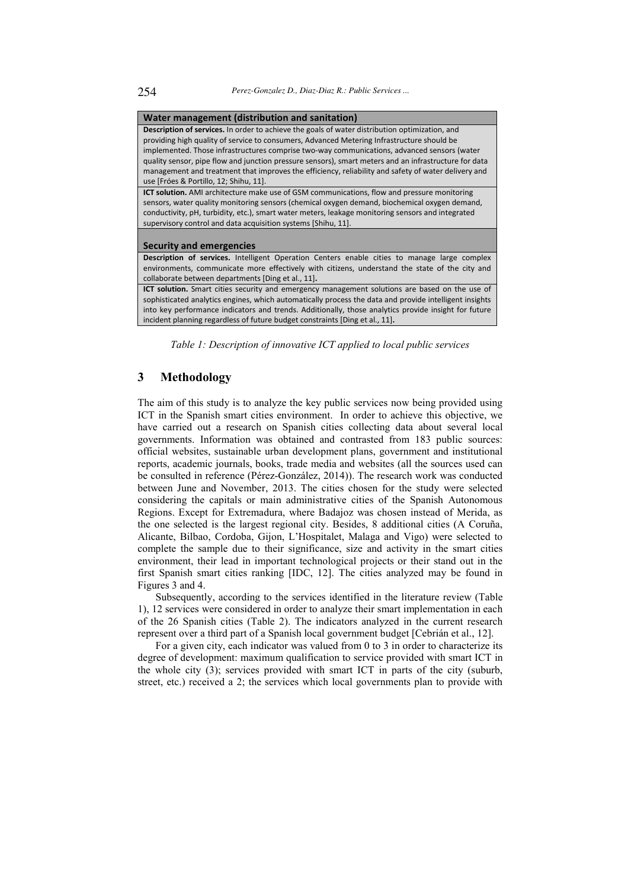| **Water management (distribution and sanitation)** |
|---|
| **Description of services.** In order to achieve the goals of water distribution optimization, and providing high quality of service to consumers, Advanced Metering Infrastructure should be implemented. Those infrastructures comprise two-way communications, advanced sensors (water quality sensor, pipe flow and junction pressure sensors), smart meters and an infrastructure for data management and treatment that improves the efficiency, reliability and safety of water delivery and use [Fróes & Portillo, 12; Shihu, 11]. |
| **ICT solution.** AMI architecture make use of GSM communications, flow and pressure monitoring sensors, water quality monitoring sensors (chemical oxygen demand, biochemical oxygen demand, conductivity, pH, turbidity, etc.), smart water meters, leakage monitoring sensors and integrated supervisory control and data acquisition systems [Shihu, 11]. |
| **Security and emergencies** |
| **Description of services.** Intelligent Operation Centers enable cities to manage large complex environments, communicate more effectively with citizens, understand the state of the city and collaborate between departments [Ding et al., 11]. |
| **ICT solution.** Smart cities security and emergency management solutions are based on the use of sophisticated analytics engines, which automatically process the data and provide intelligent insights into key performance indicators and trends. Additionally, those analytics provide insight for future incident planning regardless of future budget constraints [Ding et al., 11]. |

*Table 1: Description of innovative ICT applied to local public services*

## 3 Methodology

The aim of this study is to analyze the key public services now being provided using ICT in the Spanish smart cities environment. In order to achieve this objective, we have carried out a research on Spanish cities collecting data about several local governments. Information was obtained and contrasted from 183 public sources: official websites, sustainable urban development plans, government and institutional reports, academic journals, books, trade media and websites (all the sources used can be consulted in reference (Pérez-González, 2014)). The research work was conducted between June and November, 2013. The cities chosen for the study were selected considering the capitals or main administrative cities of the Spanish Autonomous Regions. Except for Extremadura, where Badajoz was chosen instead of Merida, as the one selected is the largest regional city. Besides, 8 additional cities (A Coruña, Alicante, Bilbao, Cordoba, Gijon, L'Hospitalet, Malaga and Vigo) were selected to complete the sample due to their significance, size and activity in the smart cities environment, their lead in important technological projects or their stand out in the first Spanish smart cities ranking [IDC, 12]. The cities analyzed may be found in Figures 3 and 4.

Subsequently, according to the services identified in the literature review (Table 1), 12 services were considered in order to analyze their smart implementation in each of the 26 Spanish cities (Table 2). The indicators analyzed in the current research represent over a third part of a Spanish local government budget [Cebrián et al., 12].

For a given city, each indicator was valued from 0 to 3 in order to characterize its degree of development: maximum qualification to service provided with smart ICT in the whole city (3); services provided with smart ICT in parts of the city (suburb, street, etc.) received a 2; the services which local governments plan to provide with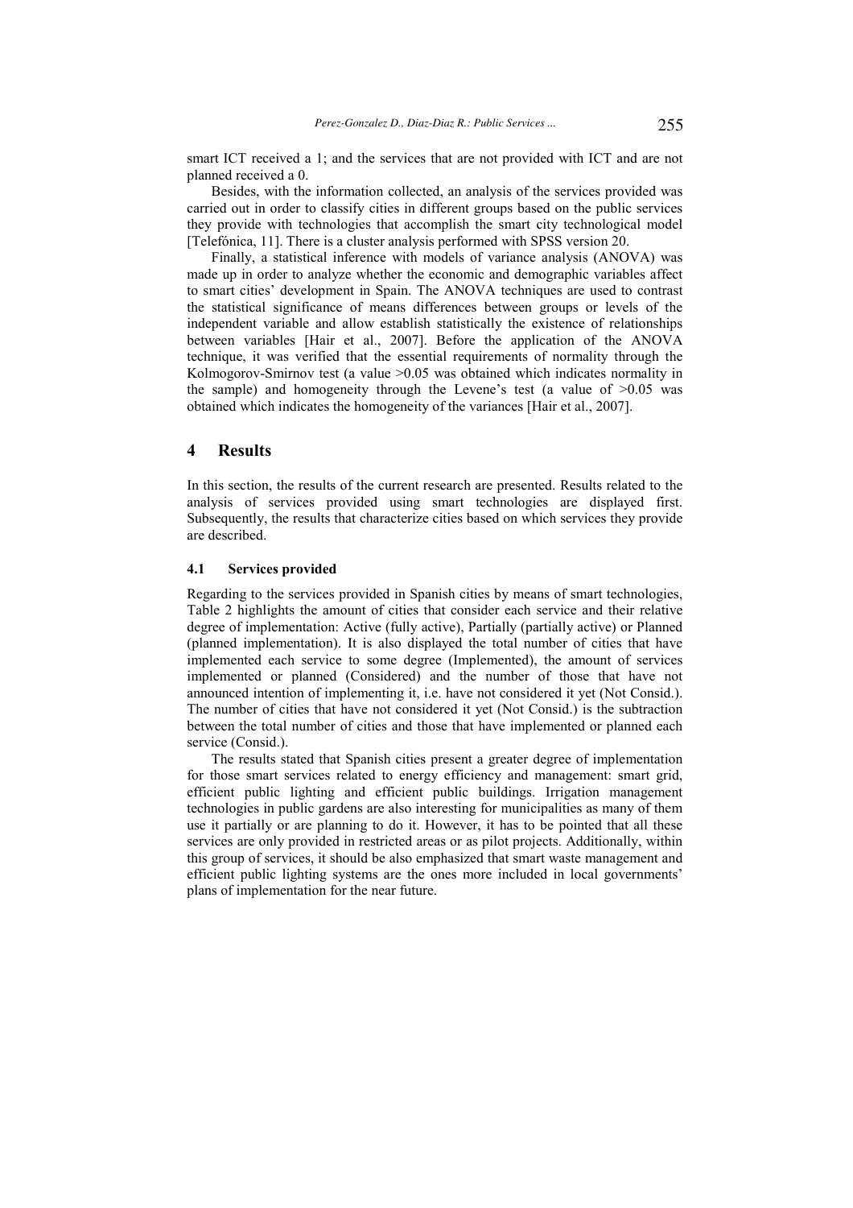smart ICT received a 1; and the services that are not provided with ICT and are not planned received a 0.

Besides, with the information collected, an analysis of the services provided was carried out in order to classify cities in different groups based on the public services they provide with technologies that accomplish the smart city technological model [Telefónica, 11]. There is a cluster analysis performed with SPSS version 20.

Finally, a statistical inference with models of variance analysis (ANOVA) was made up in order to analyze whether the economic and demographic variables affect to smart cities' development in Spain. The ANOVA techniques are used to contrast the statistical significance of means differences between groups or levels of the independent variable and allow establish statistically the existence of relationships between variables [Hair et al., 2007]. Before the application of the ANOVA technique, it was verified that the essential requirements of normality through the Kolmogorov-Smirnov test (a value >0.05 was obtained which indicates normality in the sample) and homogeneity through the Levene's test (a value of >0.05 was obtained which indicates the homogeneity of the variances [Hair et al., 2007].

# 4 Results

In this section, the results of the current research are presented. Results related to the analysis of services provided using smart technologies are displayed first. Subsequently, the results that characterize cities based on which services they provide are described.

## 4.1 Services provided

Regarding to the services provided in Spanish cities by means of smart technologies, Table 2 highlights the amount of cities that consider each service and their relative degree of implementation: Active (fully active), Partially (partially active) or Planned (planned implementation). It is also displayed the total number of cities that have implemented each service to some degree (Implemented), the amount of services implemented or planned (Considered) and the number of those that have not announced intention of implementing it, i.e. have not considered it yet (Not Consid.). The number of cities that have not considered it yet (Not Consid.) is the subtraction between the total number of cities and those that have implemented or planned each service (Consid.).

The results stated that Spanish cities present a greater degree of implementation for those smart services related to energy efficiency and management: smart grid, efficient public lighting and efficient public buildings. Irrigation management technologies in public gardens are also interesting for municipalities as many of them use it partially or are planning to do it. However, it has to be pointed that all these services are only provided in restricted areas or as pilot projects. Additionally, within this group of services, it should be also emphasized that smart waste management and efficient public lighting systems are the ones more included in local governments' plans of implementation for the near future.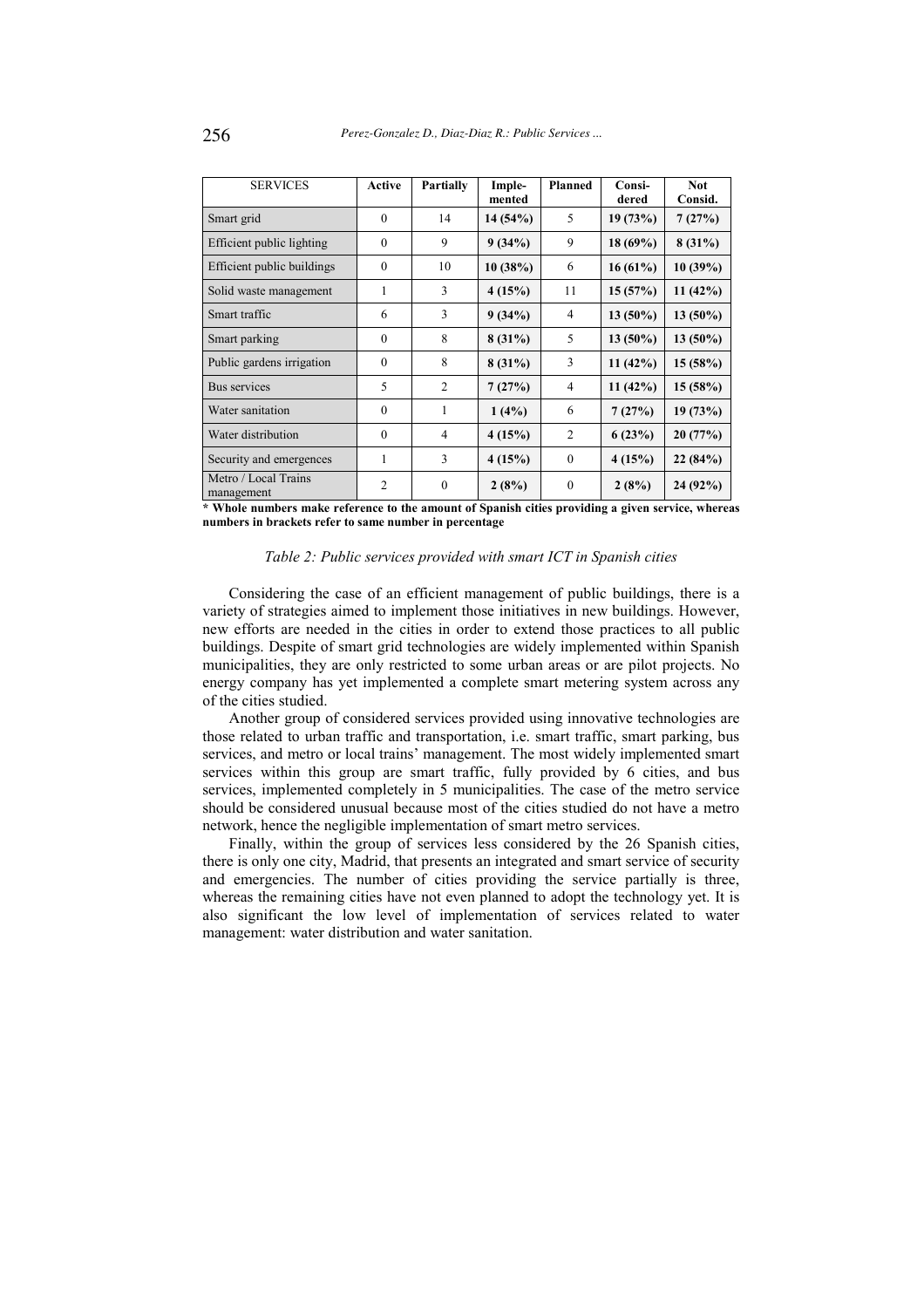| SERVICES | Active | Partially | Imple-mented | Planned | Consi-dered | Not Consid. |
|---|---|---|---|---|---|---|
| Smart grid | 0 | 14 | **14 (54%)** | 5 | **19 (73%)** | **7 (27%)** |
| Efficient public lighting | 0 | 9 | **9 (34%)** | 9 | **18 (69%)** | **8 (31%)** |
| Efficient public buildings | 0 | 10 | **10 (38%)** | 6 | **16 (61%)** | **10 (39%)** |
| Solid waste management | 1 | 3 | **4 (15%)** | 11 | **15 (57%)** | **11 (42%)** |
| Smart traffic | 6 | 3 | **9 (34%)** | 4 | **13 (50%)** | **13 (50%)** |
| Smart parking | 0 | 8 | **8 (31%)** | 5 | **13 (50%)** | **13 (50%)** |
| Public gardens irrigation | 0 | 8 | **8 (31%)** | 3 | **11 (42%)** | **15 (58%)** |
| Bus services | 5 | 2 | **7 (27%)** | 4 | **11 (42%)** | **15 (58%)** |
| Water sanitation | 0 | 1 | **1 (4%)** | 6 | **7 (27%)** | **19 (73%)** |
| Water distribution | 0 | 4 | **4 (15%)** | 2 | **6 (23%)** | **20 (77%)** |
| Security and emergences | 1 | 3 | **4 (15%)** | 0 | **4 (15%)** | **22 (84%)** |
| Metro / Local Trains management | 2 | 0 | **2 (8%)** | 0 | **2 (8%)** | **24 (92%)** |

**\* Whole numbers make reference to the amount of Spanish cities providing a given service, whereas numbers in brackets refer to same number in percentage**

*Table 2: Public services provided with smart ICT in Spanish cities*

Considering the case of an efficient management of public buildings, there is a variety of strategies aimed to implement those initiatives in new buildings. However, new efforts are needed in the cities in order to extend those practices to all public buildings. Despite of smart grid technologies are widely implemented within Spanish municipalities, they are only restricted to some urban areas or are pilot projects. No energy company has yet implemented a complete smart metering system across any of the cities studied.

Another group of considered services provided using innovative technologies are those related to urban traffic and transportation, i.e. smart traffic, smart parking, bus services, and metro or local trains' management. The most widely implemented smart services within this group are smart traffic, fully provided by 6 cities, and bus services, implemented completely in 5 municipalities. The case of the metro service should be considered unusual because most of the cities studied do not have a metro network, hence the negligible implementation of smart metro services.

Finally, within the group of services less considered by the 26 Spanish cities, there is only one city, Madrid, that presents an integrated and smart service of security and emergencies. The number of cities providing the service partially is three, whereas the remaining cities have not even planned to adopt the technology yet. It is also significant the low level of implementation of services related to water management: water distribution and water sanitation.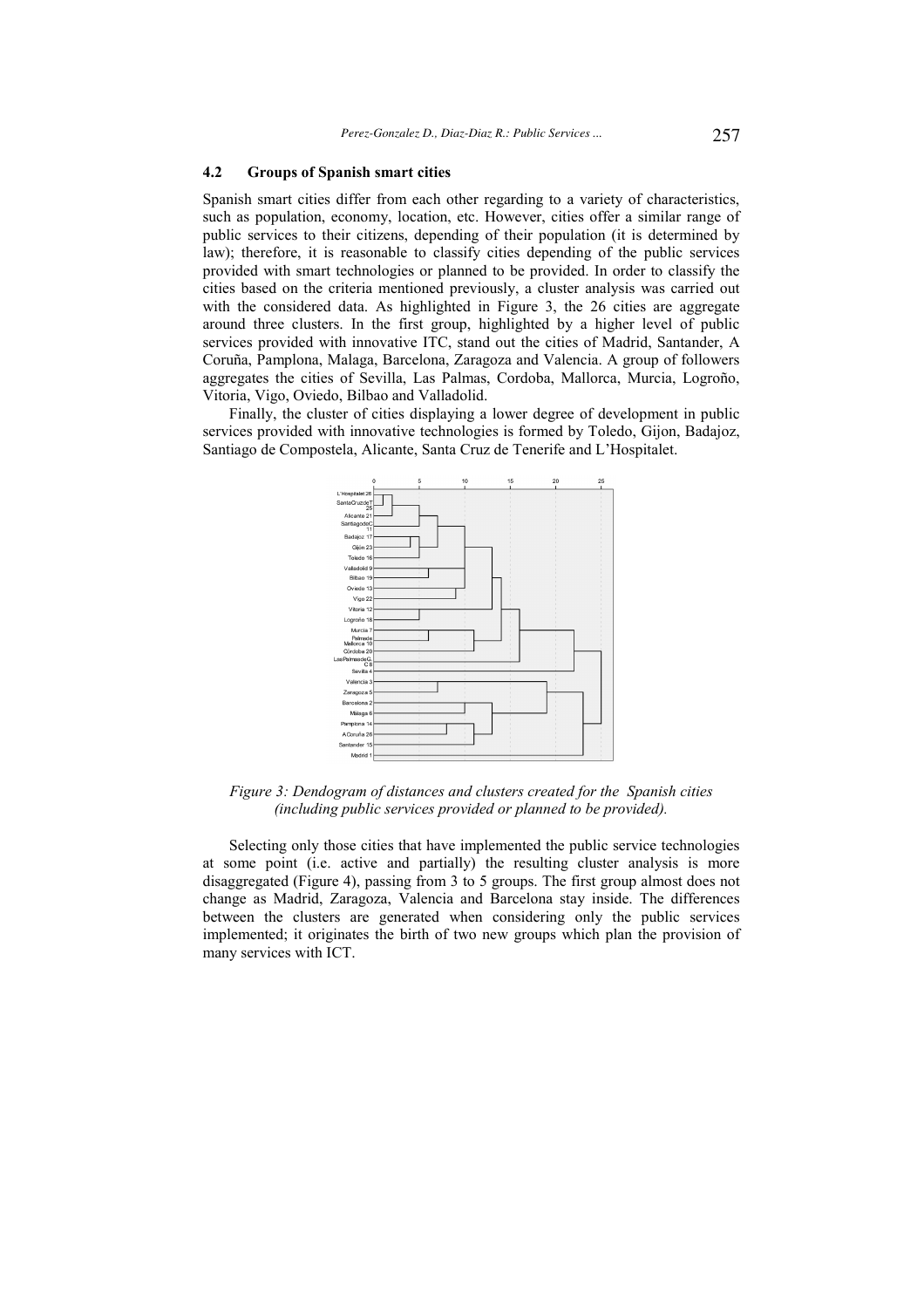### 4.2 Groups of Spanish smart cities

Spanish smart cities differ from each other regarding to a variety of characteristics, such as population, economy, location, etc. However, cities offer a similar range of public services to their citizens, depending of their population (it is determined by law); therefore, it is reasonable to classify cities depending of the public services provided with smart technologies or planned to be provided. In order to classify the cities based on the criteria mentioned previously, a cluster analysis was carried out with the considered data. As highlighted in Figure 3, the 26 cities are aggregate around three clusters. In the first group, highlighted by a higher level of public services provided with innovative ITC, stand out the cities of Madrid, Santander, A Coruña, Pamplona, Malaga, Barcelona, Zaragoza and Valencia. A group of followers aggregates the cities of Sevilla, Las Palmas, Cordoba, Mallorca, Murcia, Logroño, Vitoria, Vigo, Oviedo, Bilbao and Valladolid.

Finally, the cluster of cities displaying a lower degree of development in public services provided with innovative technologies is formed by Toledo, Gijon, Badajoz, Santiago de Compostela, Alicante, Santa Cruz de Tenerife and L'Hospitalet.

*Figure 3: Dendogram of distances and clusters created for the Spanish cities (including public services provided or planned to be provided).*

Selecting only those cities that have implemented the public service technologies at some point (i.e. active and partially) the resulting cluster analysis is more disaggregated (Figure 4), passing from 3 to 5 groups. The first group almost does not change as Madrid, Zaragoza, Valencia and Barcelona stay inside. The differences between the clusters are generated when considering only the public services implemented; it originates the birth of two new groups which plan the provision of many services with ICT.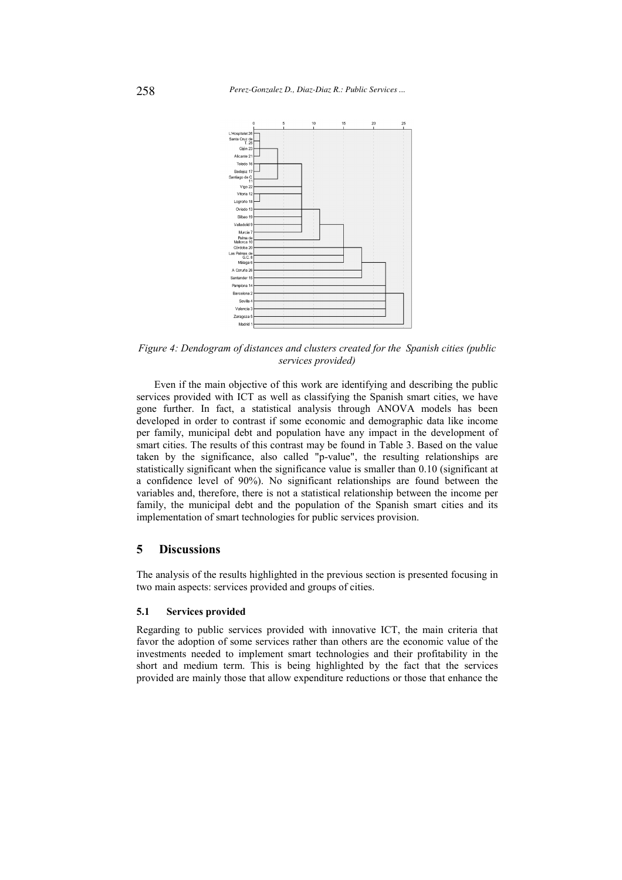*Figure 4: Dendogram of distances and clusters created for the Spanish cities (public services provided)*

Even if the main objective of this work are identifying and describing the public services provided with ICT as well as classifying the Spanish smart cities, we have gone further. In fact, a statistical analysis through ANOVA models has been developed in order to contrast if some economic and demographic data like income per family, municipal debt and population have any impact in the development of smart cities. The results of this contrast may be found in Table 3. Based on the value taken by the significance, also called "p-value", the resulting relationships are statistically significant when the significance value is smaller than 0.10 (significant at a confidence level of 90%). No significant relationships are found between the variables and, therefore, there is not a statistical relationship between the income per family, the municipal debt and the population of the Spanish smart cities and its implementation of smart technologies for public services provision.

## 5 Discussions

The analysis of the results highlighted in the previous section is presented focusing in two main aspects: services provided and groups of cities.

### 5.1 Services provided

Regarding to public services provided with innovative ICT, the main criteria that favor the adoption of some services rather than others are the economic value of the investments needed to implement smart technologies and their profitability in the short and medium term. This is being highlighted by the fact that the services provided are mainly those that allow expenditure reductions or those that enhance the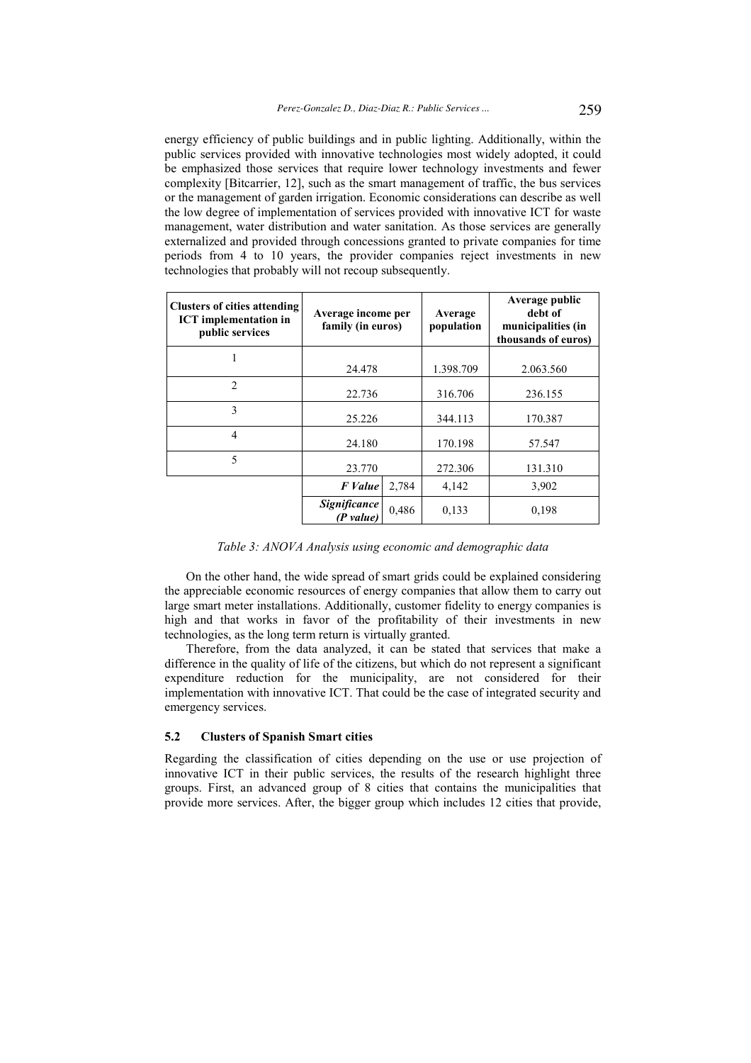energy efficiency of public buildings and in public lighting. Additionally, within the public services provided with innovative technologies most widely adopted, it could be emphasized those services that require lower technology investments and fewer complexity [Bitcarrier, 12], such as the smart management of traffic, the bus services or the management of garden irrigation. Economic considerations can describe as well the low degree of implementation of services provided with innovative ICT for waste management, water distribution and water sanitation. As those services are generally externalized and provided through concessions granted to private companies for time periods from 4 to 10 years, the provider companies reject investments in new technologies that probably will not recoup subsequently.

| Clusters of cities attending ICT implementation in public services | Average income per family (in euros) | | Average population | Average public debt of municipalities (in thousands of euros) |
|---|---|---|---|---|
| 1 | 24.478 | | 1.398.709 | 2.063.560 |
| 2 | 22.736 | | 316.706 | 236.155 |
| 3 | 25.226 | | 344.113 | 170.387 |
| 4 | 24.180 | | 170.198 | 57.547 |
| 5 | 23.770 | | 272.306 | 131.310 |
| | ***F Value*** | 2,784 | 4,142 | 3,902 |
| | ***Significance (P value)*** | 0,486 | 0,133 | 0,198 |

*Table 3: ANOVA Analysis using economic and demographic data*

On the other hand, the wide spread of smart grids could be explained considering the appreciable economic resources of energy companies that allow them to carry out large smart meter installations. Additionally, customer fidelity to energy companies is high and that works in favor of the profitability of their investments in new technologies, as the long term return is virtually granted.

Therefore, from the data analyzed, it can be stated that services that make a difference in the quality of life of the citizens, but which do not represent a significant expenditure reduction for the municipality, are not considered for their implementation with innovative ICT. That could be the case of integrated security and emergency services.

### 5.2 Clusters of Spanish Smart cities

Regarding the classification of cities depending on the use or use projection of innovative ICT in their public services, the results of the research highlight three groups. First, an advanced group of 8 cities that contains the municipalities that provide more services. After, the bigger group which includes 12 cities that provide,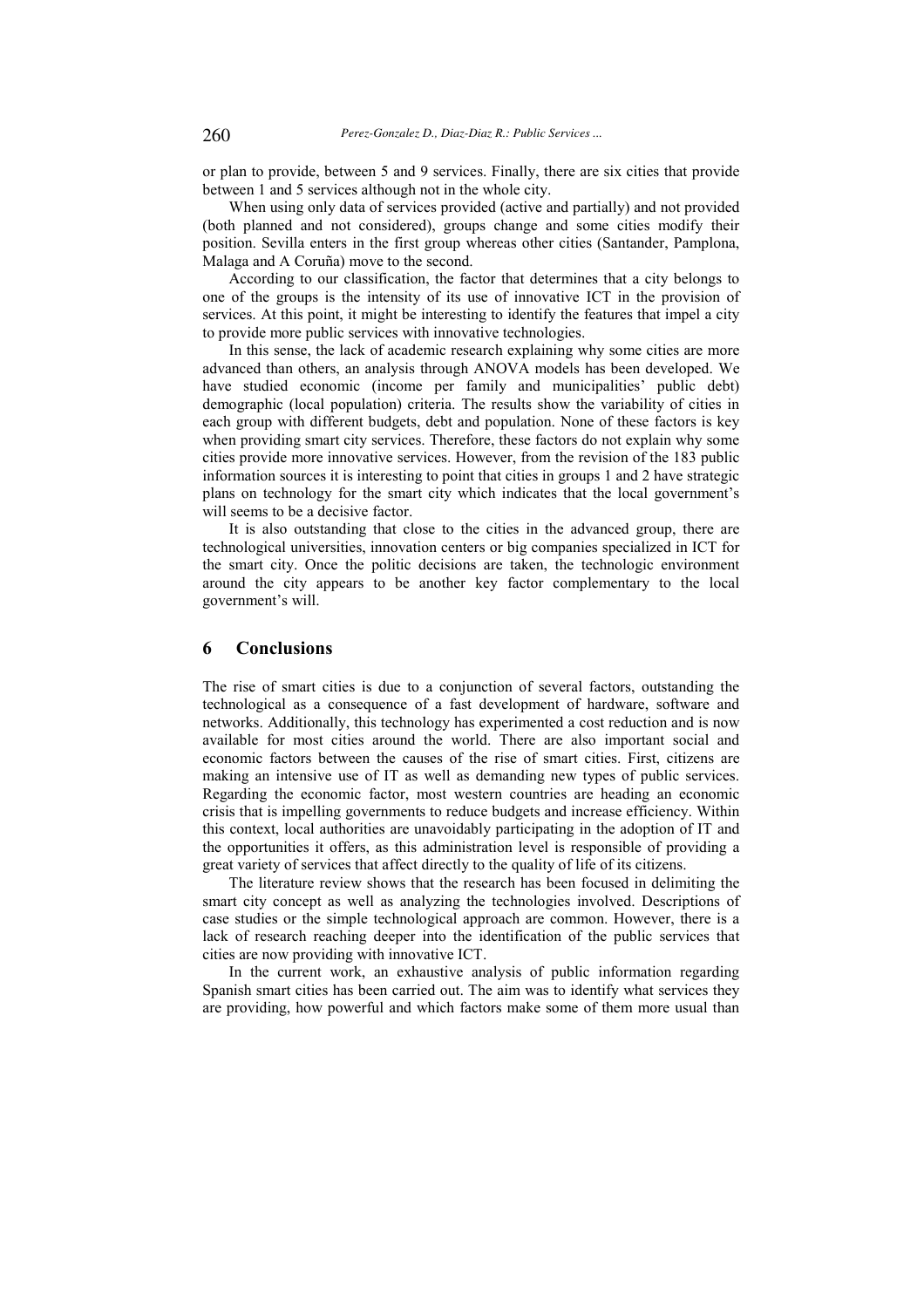or plan to provide, between 5 and 9 services. Finally, there are six cities that provide between 1 and 5 services although not in the whole city.

When using only data of services provided (active and partially) and not provided (both planned and not considered), groups change and some cities modify their position. Sevilla enters in the first group whereas other cities (Santander, Pamplona, Malaga and A Coruña) move to the second.

According to our classification, the factor that determines that a city belongs to one of the groups is the intensity of its use of innovative ICT in the provision of services. At this point, it might be interesting to identify the features that impel a city to provide more public services with innovative technologies.

In this sense, the lack of academic research explaining why some cities are more advanced than others, an analysis through ANOVA models has been developed. We have studied economic (income per family and municipalities' public debt) demographic (local population) criteria. The results show the variability of cities in each group with different budgets, debt and population. None of these factors is key when providing smart city services. Therefore, these factors do not explain why some cities provide more innovative services. However, from the revision of the 183 public information sources it is interesting to point that cities in groups 1 and 2 have strategic plans on technology for the smart city which indicates that the local government's will seems to be a decisive factor.

It is also outstanding that close to the cities in the advanced group, there are technological universities, innovation centers or big companies specialized in ICT for the smart city. Once the politic decisions are taken, the technologic environment around the city appears to be another key factor complementary to the local government's will.

## 6 Conclusions

The rise of smart cities is due to a conjunction of several factors, outstanding the technological as a consequence of a fast development of hardware, software and networks. Additionally, this technology has experimented a cost reduction and is now available for most cities around the world. There are also important social and economic factors between the causes of the rise of smart cities. First, citizens are making an intensive use of IT as well as demanding new types of public services. Regarding the economic factor, most western countries are heading an economic crisis that is impelling governments to reduce budgets and increase efficiency. Within this context, local authorities are unavoidably participating in the adoption of IT and the opportunities it offers, as this administration level is responsible of providing a great variety of services that affect directly to the quality of life of its citizens.

The literature review shows that the research has been focused in delimiting the smart city concept as well as analyzing the technologies involved. Descriptions of case studies or the simple technological approach are common. However, there is a lack of research reaching deeper into the identification of the public services that cities are now providing with innovative ICT.

In the current work, an exhaustive analysis of public information regarding Spanish smart cities has been carried out. The aim was to identify what services they are providing, how powerful and which factors make some of them more usual than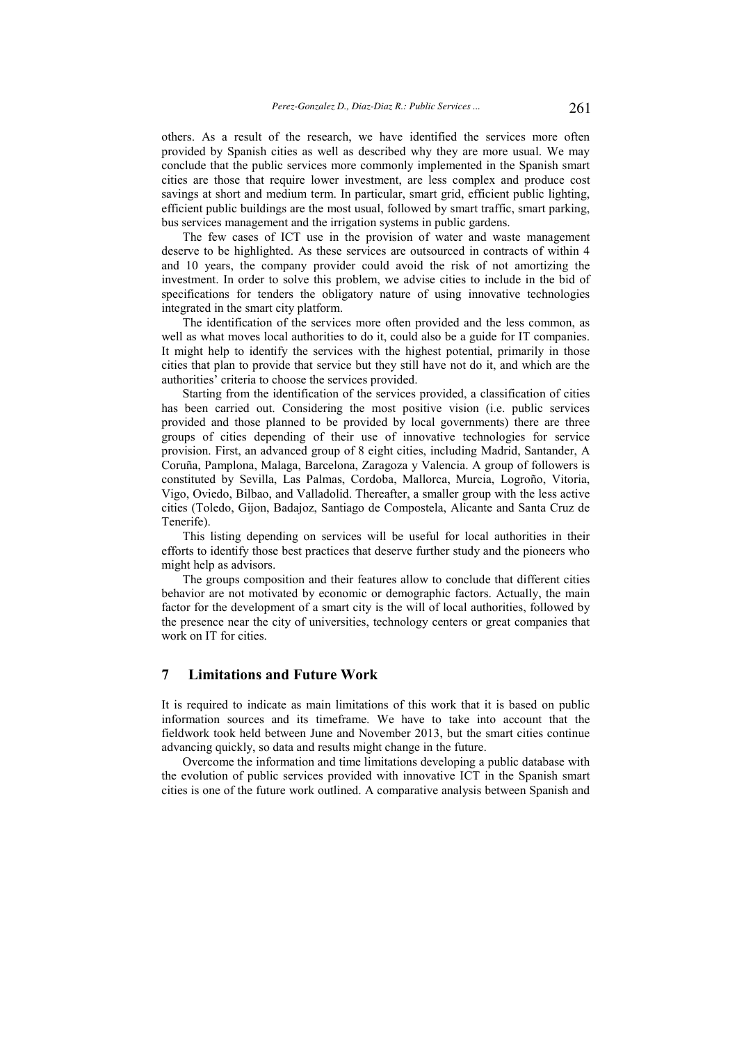others. As a result of the research, we have identified the services more often provided by Spanish cities as well as described why they are more usual. We may conclude that the public services more commonly implemented in the Spanish smart cities are those that require lower investment, are less complex and produce cost savings at short and medium term. In particular, smart grid, efficient public lighting, efficient public buildings are the most usual, followed by smart traffic, smart parking, bus services management and the irrigation systems in public gardens.

The few cases of ICT use in the provision of water and waste management deserve to be highlighted. As these services are outsourced in contracts of within 4 and 10 years, the company provider could avoid the risk of not amortizing the investment. In order to solve this problem, we advise cities to include in the bid of specifications for tenders the obligatory nature of using innovative technologies integrated in the smart city platform.

The identification of the services more often provided and the less common, as well as what moves local authorities to do it, could also be a guide for IT companies. It might help to identify the services with the highest potential, primarily in those cities that plan to provide that service but they still have not do it, and which are the authorities' criteria to choose the services provided.

Starting from the identification of the services provided, a classification of cities has been carried out. Considering the most positive vision (i.e. public services provided and those planned to be provided by local governments) there are three groups of cities depending of their use of innovative technologies for service provision. First, an advanced group of 8 eight cities, including Madrid, Santander, A Coruña, Pamplona, Malaga, Barcelona, Zaragoza y Valencia. A group of followers is constituted by Sevilla, Las Palmas, Cordoba, Mallorca, Murcia, Logroño, Vitoria, Vigo, Oviedo, Bilbao, and Valladolid. Thereafter, a smaller group with the less active cities (Toledo, Gijon, Badajoz, Santiago de Compostela, Alicante and Santa Cruz de Tenerife).

This listing depending on services will be useful for local authorities in their efforts to identify those best practices that deserve further study and the pioneers who might help as advisors.

The groups composition and their features allow to conclude that different cities behavior are not motivated by economic or demographic factors. Actually, the main factor for the development of a smart city is the will of local authorities, followed by the presence near the city of universities, technology centers or great companies that work on IT for cities.

## 7 Limitations and Future Work

It is required to indicate as main limitations of this work that it is based on public information sources and its timeframe. We have to take into account that the fieldwork took held between June and November 2013, but the smart cities continue advancing quickly, so data and results might change in the future.

Overcome the information and time limitations developing a public database with the evolution of public services provided with innovative ICT in the Spanish smart cities is one of the future work outlined. A comparative analysis between Spanish and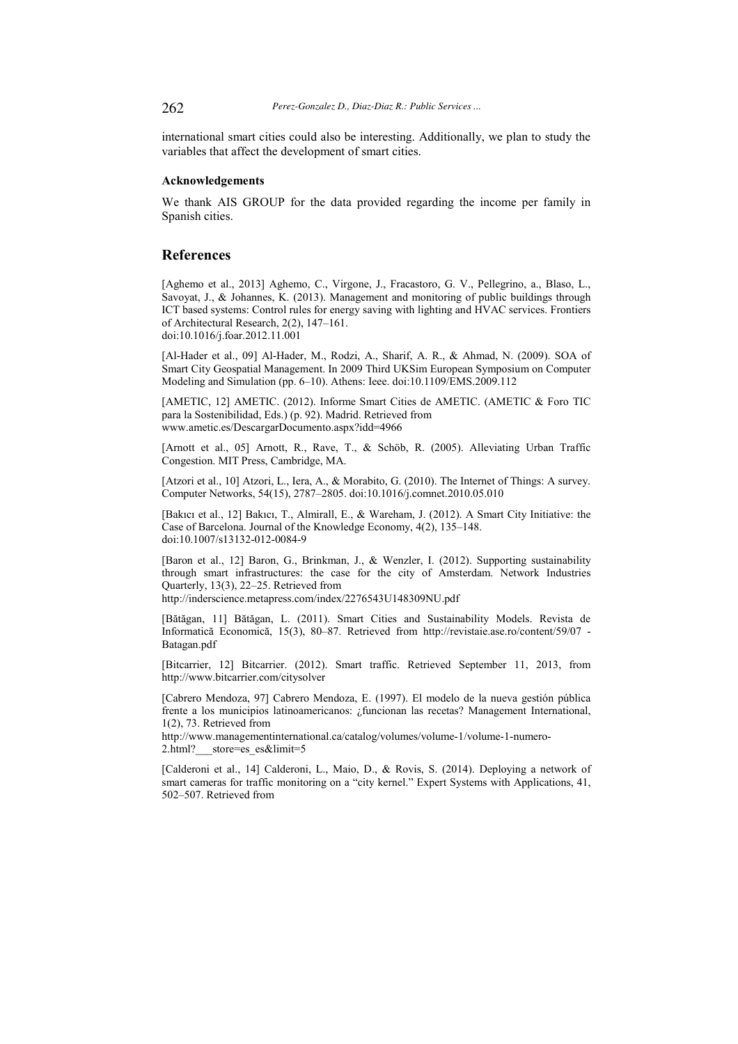international smart cities could also be interesting. Additionally, we plan to study the variables that affect the development of smart cities.

#### Acknowledgements

We thank AIS GROUP for the data provided regarding the income per family in Spanish cities.

## References

[Aghemo et al., 2013] Aghemo, C., Virgone, J., Fracastoro, G. V., Pellegrino, a., Blaso, L., Savoyat, J., & Johannes, K. (2013). Management and monitoring of public buildings through ICT based systems: Control rules for energy saving with lighting and HVAC services. Frontiers of Architectural Research, 2(2), 147–161. doi:10.1016/j.foar.2012.11.001

[Al-Hader et al., 09] Al-Hader, M., Rodzi, A., Sharif, A. R., & Ahmad, N. (2009). SOA of Smart City Geospatial Management. In 2009 Third UKSim European Symposium on Computer Modeling and Simulation (pp. 6–10). Athens: Ieee. doi:10.1109/EMS.2009.112

[AMETIC, 12] AMETIC. (2012). Informe Smart Cities de AMETIC. (AMETIC & Foro TIC para la Sostenibilidad, Eds.) (p. 92). Madrid. Retrieved from www.ametic.es/DescargarDocumento.aspx?idd=4966

[Arnott et al., 05] Arnott, R., Rave, T., & Schöb, R. (2005). Alleviating Urban Traffic Congestion. MIT Press, Cambridge, MA.

[Atzori et al., 10] Atzori, L., Iera, A., & Morabito, G. (2010). The Internet of Things: A survey. Computer Networks, 54(15), 2787–2805. doi:10.1016/j.comnet.2010.05.010

[Bakıcı et al., 12] Bakıcı, T., Almirall, E., & Wareham, J. (2012). A Smart City Initiative: the Case of Barcelona. Journal of the Knowledge Economy, 4(2), 135–148. doi:10.1007/s13132-012-0084-9

[Baron et al., 12] Baron, G., Brinkman, J., & Wenzler, I. (2012). Supporting sustainability through smart infrastructures: the case for the city of Amsterdam. Network Industries Quarterly, 13(3), 22–25. Retrieved from http://inderscience.metapress.com/index/2276543U148309NU.pdf

[Bătăgan, 11] Bătăgan, L. (2011). Smart Cities and Sustainability Models. Revista de Informatică Economică, 15(3), 80–87. Retrieved from http://revistaie.ase.ro/content/59/07 - Batagan.pdf

[Bitcarrier, 12] Bitcarrier. (2012). Smart traffic. Retrieved September 11, 2013, from http://www.bitcarrier.com/citysolver

[Cabrero Mendoza, 97] Cabrero Mendoza, E. (1997). El modelo de la nueva gestión pública frente a los municipios latinoamericanos: ¿funcionan las recetas? Management International, 1(2), 73. Retrieved from http://www.managementinternational.ca/catalog/volumes/volume-1/volume-1-numero-2.html?___store=es_es&limit=5

[Calderoni et al., 14] Calderoni, L., Maio, D., & Rovis, S. (2014). Deploying a network of smart cameras for traffic monitoring on a "city kernel." Expert Systems with Applications, 41, 502–507. Retrieved from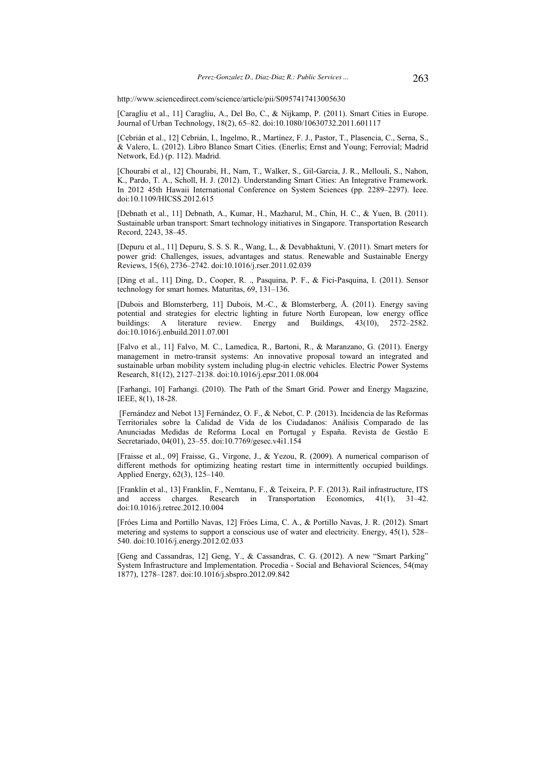http://www.sciencedirect.com/science/article/pii/S0957417413005630

[Caragliu et al., 11] Caragliu, A., Del Bo, C., & Nijkamp, P. (2011). Smart Cities in Europe. Journal of Urban Technology, 18(2), 65–82. doi:10.1080/10630732.2011.601117

[Cebrián et al., 12] Cebrián, I., Ingelmo, R., Martínez, F. J., Pastor, T., Plasencia, C., Serna, S., & Valero, L. (2012). Libro Blanco Smart Cities. (Enerlis; Ernst and Young; Ferrovial; Madrid Network, Ed.) (p. 112). Madrid.

[Chourabi et al., 12] Chourabi, H., Nam, T., Walker, S., Gil-Garcia, J. R., Mellouli, S., Nahon, K., Pardo, T. A., Scholl, H. J. (2012). Understanding Smart Cities: An Integrative Framework. In 2012 45th Hawaii International Conference on System Sciences (pp. 2289–2297). Ieee. doi:10.1109/HICSS.2012.615

[Debnath et al., 11] Debnath, A., Kumar, H., Mazharul, M., Chin, H. C., & Yuen, B. (2011). Sustainable urban transport: Smart technology initiatives in Singapore. Transportation Research Record, 2243, 38–45.

[Depuru et al., 11] Depuru, S. S. S. R., Wang, L., & Devabhaktuni, V. (2011). Smart meters for power grid: Challenges, issues, advantages and status. Renewable and Sustainable Energy Reviews, 15(6), 2736–2742. doi:10.1016/j.rser.2011.02.039

[Ding et al., 11] Ding, D., Cooper, R. ., Pasquina, P. F., & Fici-Pasquina, I. (2011). Sensor technology for smart homes. Maturitas, 69, 131–136.

[Dubois and Blomsterberg, 11] Dubois, M.-C., & Blomsterberg, Å. (2011). Energy saving potential and strategies for electric lighting in future North European, low energy office buildings: A literature review. Energy and Buildings, 43(10), 2572–2582. doi:10.1016/j.enbuild.2011.07.001

[Falvo et al., 11] Falvo, M. C., Lamedica, R., Bartoni, R., & Maranzano, G. (2011). Energy management in metro-transit systems: An innovative proposal toward an integrated and sustainable urban mobility system including plug-in electric vehicles. Electric Power Systems Research, 81(12), 2127–2138. doi:10.1016/j.epsr.2011.08.004

[Farhangi, 10] Farhangi. (2010). The Path of the Smart Grid. Power and Energy Magazine, IEEE, 8(1), 18-28.

[Fernández and Nebot 13] Fernández, O. F., & Nebot, C. P. (2013). Incidencia de las Reformas Territoriales sobre la Calidad de Vida de los Ciudadanos: Análisis Comparado de las Anunciadas Medidas de Reforma Local en Portugal y España. Revista de Gestão E Secretariado, 04(01), 23–55. doi:10.7769/gesec.v4i1.154

[Fraisse et al., 09] Fraisse, G., Virgone, J., & Yezou, R. (2009). A numerical comparison of different methods for optimizing heating restart time in intermittently occupied buildings. Applied Energy, 62(3), 125–140.

[Franklin et al., 13] Franklin, F., Nemtanu, F., & Teixeira, P. F. (2013). Rail infrastructure, ITS and access charges. Research in Transportation Economics, 41(1), 31–42. doi:10.1016/j.retrec.2012.10.004

[Fróes Lima and Portillo Navas, 12] Fróes Lima, C. A., & Portillo Navas, J. R. (2012). Smart metering and systems to support a conscious use of water and electricity. Energy, 45(1), 528–540. doi:10.1016/j.energy.2012.02.033

[Geng and Cassandras, 12] Geng, Y., & Cassandras, C. G. (2012). A new "Smart Parking" System Infrastructure and Implementation. Procedia - Social and Behavioral Sciences, 54(may 1877), 1278–1287. doi:10.1016/j.sbspro.2012.09.842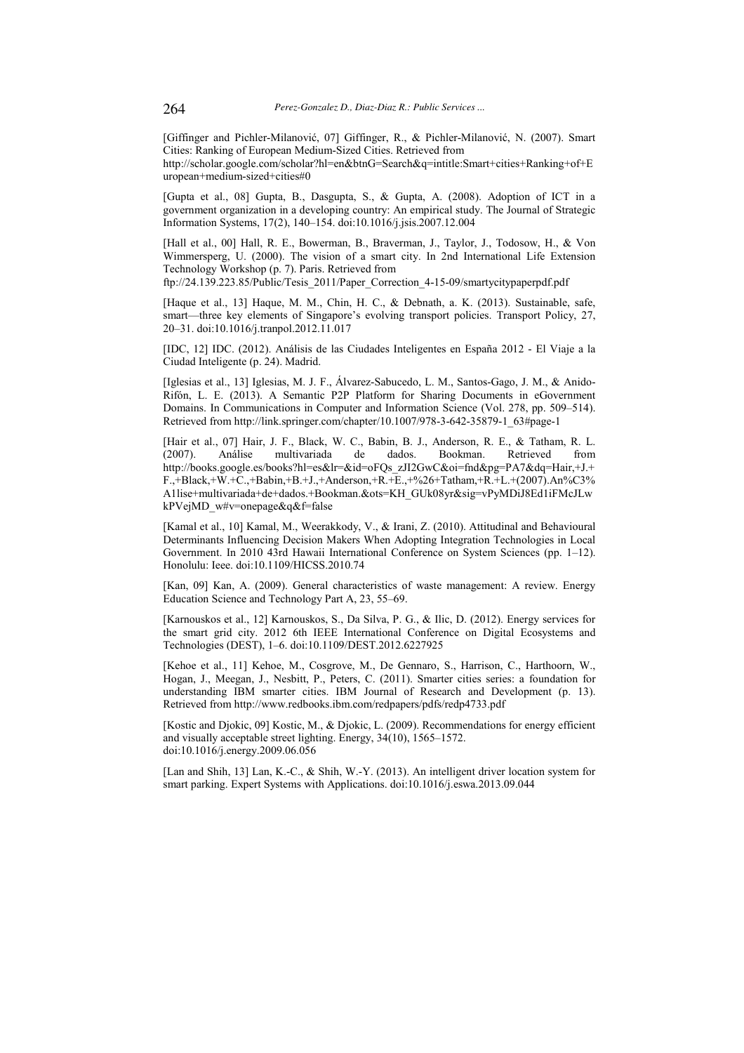[Giffinger and Pichler-Milanović, 07] Giffinger, R., & Pichler-Milanović, N. (2007). Smart Cities: Ranking of European Medium-Sized Cities. Retrieved from http://scholar.google.com/scholar?hl=en&btnG=Search&q=intitle:Smart+cities+Ranking+of+European+medium-sized+cities#0

[Gupta et al., 08] Gupta, B., Dasgupta, S., & Gupta, A. (2008). Adoption of ICT in a government organization in a developing country: An empirical study. The Journal of Strategic Information Systems, 17(2), 140–154. doi:10.1016/j.jsis.2007.12.004

[Hall et al., 00] Hall, R. E., Bowerman, B., Braverman, J., Taylor, J., Todosow, H., & Von Wimmersperg, U. (2000). The vision of a smart city. In 2nd International Life Extension Technology Workshop (p. 7). Paris. Retrieved from ftp://24.139.223.85/Public/Tesis_2011/Paper_Correction_4-15-09/smartycitypaperpdf.pdf

[Haque et al., 13] Haque, M. M., Chin, H. C., & Debnath, a. K. (2013). Sustainable, safe, smart—three key elements of Singapore's evolving transport policies. Transport Policy, 27, 20–31. doi:10.1016/j.tranpol.2012.11.017

[IDC, 12] IDC. (2012). Análisis de las Ciudades Inteligentes en España 2012 - El Viaje a la Ciudad Inteligente (p. 24). Madrid.

[Iglesias et al., 13] Iglesias, M. J. F., Álvarez-Sabucedo, L. M., Santos-Gago, J. M., & Anido-Rifón, L. E. (2013). A Semantic P2P Platform for Sharing Documents in eGovernment Domains. In Communications in Computer and Information Science (Vol. 278, pp. 509–514). Retrieved from http://link.springer.com/chapter/10.1007/978-3-642-35879-1_63#page-1

[Hair et al., 07] Hair, J. F., Black, W. C., Babin, B. J., Anderson, R. E., & Tatham, R. L. (2007). Análise multivariada de dados. Bookman. Retrieved from http://books.google.es/books?hl=es&lr=&id=oFQs_zJI2GwC&oi=fnd&pg=PA7&dq=Hair,+J.+F.,+Black,+W.+C.,+Babin,+B.+J.,+Anderson,+R.+E.,+%26+Tatham,+R.+L.+(2007).An%C3%A1lise+multivariada+de+dados.+Bookman.&ots=KH_GUk08yr&sig=vPyMDiJ8Ed1iFMcJLwkPVejMD_w#v=onepage&q&f=false

[Kamal et al., 10] Kamal, M., Weerakkody, V., & Irani, Z. (2010). Attitudinal and Behavioural Determinants Influencing Decision Makers When Adopting Integration Technologies in Local Government. In 2010 43rd Hawaii International Conference on System Sciences (pp. 1–12). Honolulu: Ieee. doi:10.1109/HICSS.2010.74

[Kan, 09] Kan, A. (2009). General characteristics of waste management: A review. Energy Education Science and Technology Part A, 23, 55–69.

[Karnouskos et al., 12] Karnouskos, S., Da Silva, P. G., & Ilic, D. (2012). Energy services for the smart grid city. 2012 6th IEEE International Conference on Digital Ecosystems and Technologies (DEST), 1–6. doi:10.1109/DEST.2012.6227925

[Kehoe et al., 11] Kehoe, M., Cosgrove, M., De Gennaro, S., Harrison, C., Harthoorn, W., Hogan, J., Meegan, J., Nesbitt, P., Peters, C. (2011). Smarter cities series: a foundation for understanding IBM smarter cities. IBM Journal of Research and Development (p. 13). Retrieved from http://www.redbooks.ibm.com/redpapers/pdfs/redp4733.pdf

[Kostic and Djokic, 09] Kostic, M., & Djokic, L. (2009). Recommendations for energy efficient and visually acceptable street lighting. Energy, 34(10), 1565–1572. doi:10.1016/j.energy.2009.06.056

[Lan and Shih, 13] Lan, K.-C., & Shih, W.-Y. (2013). An intelligent driver location system for smart parking. Expert Systems with Applications. doi:10.1016/j.eswa.2013.09.044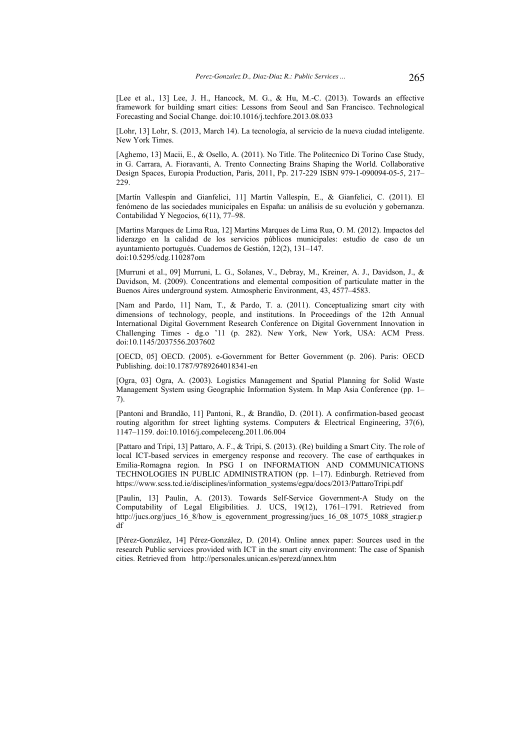[Lee et al., 13] Lee, J. H., Hancock, M. G., & Hu, M.-C. (2013). Towards an effective framework for building smart cities: Lessons from Seoul and San Francisco. Technological Forecasting and Social Change. doi:10.1016/j.techfore.2013.08.033

[Lohr, 13] Lohr, S. (2013, March 14). La tecnología, al servicio de la nueva ciudad inteligente. New York Times.

[Aghemo, 13] Macii, E., & Osello, A. (2011). No Title. The Politecnico Di Torino Case Study, in G. Carrara, A. Fioravanti, A. Trento Connecting Brains Shaping the World. Collaborative Design Spaces, Europia Production, Paris, 2011, Pp. 217-229 ISBN 979-1-090094-05-5, 217–229.

[Martín Vallespín and Gianfelici, 11] Martín Vallespín, E., & Gianfelici, C. (2011). El fenómeno de las sociedades municipales en España: un análisis de su evolución y gobernanza. Contabilidad Y Negocios, 6(11), 77–98.

[Martins Marques de Lima Rua, 12] Martins Marques de Lima Rua, O. M. (2012). Impactos del liderazgo en la calidad de los servicios públicos municipales: estudio de caso de un ayuntamiento portugués. Cuadernos de Gestión, 12(2), 131–147. doi:10.5295/cdg.110287om

[Murruni et al., 09] Murruni, L. G., Solanes, V., Debray, M., Kreiner, A. J., Davidson, J., & Davidson, M. (2009). Concentrations and elemental composition of particulate matter in the Buenos Aires underground system. Atmospheric Environment, 43, 4577–4583.

[Nam and Pardo, 11] Nam, T., & Pardo, T. a. (2011). Conceptualizing smart city with dimensions of technology, people, and institutions. In Proceedings of the 12th Annual International Digital Government Research Conference on Digital Government Innovation in Challenging Times - dg.o '11 (p. 282). New York, New York, USA: ACM Press. doi:10.1145/2037556.2037602

[OECD, 05] OECD. (2005). e-Government for Better Government (p. 206). Paris: OECD Publishing. doi:10.1787/9789264018341-en

[Ogra, 03] Ogra, A. (2003). Logistics Management and Spatial Planning for Solid Waste Management System using Geographic Information System. In Map Asia Conference (pp. 1–7).

[Pantoni and Brandão, 11] Pantoni, R., & Brandão, D. (2011). A confirmation-based geocast routing algorithm for street lighting systems. Computers & Electrical Engineering, 37(6), 1147–1159. doi:10.1016/j.compeleceng.2011.06.004

[Pattaro and Tripi, 13] Pattaro, A. F., & Tripi, S. (2013). (Re) building a Smart City. The role of local ICT-based services in emergency response and recovery. The case of earthquakes in Emilia-Romagna region. In PSG I on INFORMATION AND COMMUNICATIONS TECHNOLOGIES IN PUBLIC ADMINISTRATION (pp. 1–17). Edinburgh. Retrieved from https://www.scss.tcd.ie/disciplines/information_systems/egpa/docs/2013/PattaroTripi.pdf

[Paulin, 13] Paulin, A. (2013). Towards Self-Service Government-A Study on the Computability of Legal Eligibilities. J. UCS, 19(12), 1761–1791. Retrieved from http://jucs.org/jucs_16_8/how_is_egovernment_progressing/jucs_16_08_1075_1088_stragier.pdf

[Pérez-González, 14] Pérez-González, D. (2014). Online annex paper: Sources used in the research Public services provided with ICT in the smart city environment: The case of Spanish cities. Retrieved from http://personales.unican.es/perezd/annex.htm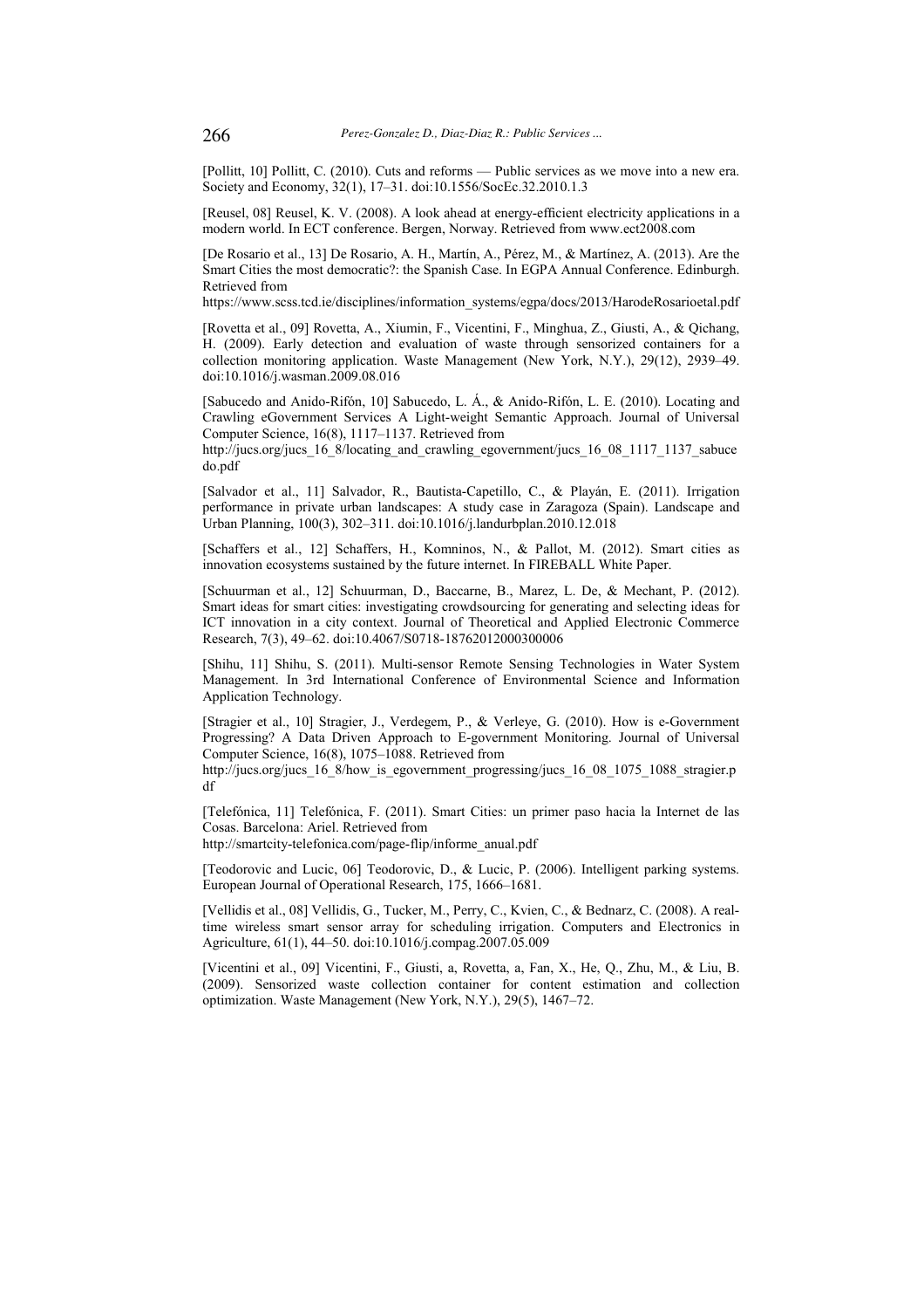[Pollitt, 10] Pollitt, C. (2010). Cuts and reforms — Public services as we move into a new era. Society and Economy, 32(1), 17–31. doi:10.1556/SocEc.32.2010.1.3

[Reusel, 08] Reusel, K. V. (2008). A look ahead at energy-efficient electricity applications in a modern world. In ECT conference. Bergen, Norway. Retrieved from www.ect2008.com

[De Rosario et al., 13] De Rosario, A. H., Martín, A., Pérez, M., & Martínez, A. (2013). Are the Smart Cities the most democratic?: the Spanish Case. In EGPA Annual Conference. Edinburgh. Retrieved from https://www.scss.tcd.ie/disciplines/information_systems/egpa/docs/2013/HarodeRosarioetal.pdf

[Rovetta et al., 09] Rovetta, A., Xiumin, F., Vicentini, F., Minghua, Z., Giusti, A., & Qichang, H. (2009). Early detection and evaluation of waste through sensorized containers for a collection monitoring application. Waste Management (New York, N.Y.), 29(12), 2939–49. doi:10.1016/j.wasman.2009.08.016

[Sabucedo and Anido-Rifón, 10] Sabucedo, L. Á., & Anido-Rifón, L. E. (2010). Locating and Crawling eGovernment Services A Light-weight Semantic Approach. Journal of Universal Computer Science, 16(8), 1117–1137. Retrieved from http://jucs.org/jucs_16_8/locating_and_crawling_egovernment/jucs_16_08_1117_1137_sabucedo.pdf

[Salvador et al., 11] Salvador, R., Bautista-Capetillo, C., & Playán, E. (2011). Irrigation performance in private urban landscapes: A study case in Zaragoza (Spain). Landscape and Urban Planning, 100(3), 302–311. doi:10.1016/j.landurbplan.2010.12.018

[Schaffers et al., 12] Schaffers, H., Komninos, N., & Pallot, M. (2012). Smart cities as innovation ecosystems sustained by the future internet. In FIREBALL White Paper.

[Schuurman et al., 12] Schuurman, D., Baccarne, B., Marez, L. De, & Mechant, P. (2012). Smart ideas for smart cities: investigating crowdsourcing for generating and selecting ideas for ICT innovation in a city context. Journal of Theoretical and Applied Electronic Commerce Research, 7(3), 49–62. doi:10.4067/S0718-18762012000300006

[Shihu, 11] Shihu, S. (2011). Multi-sensor Remote Sensing Technologies in Water System Management. In 3rd International Conference of Environmental Science and Information Application Technology.

[Stragier et al., 10] Stragier, J., Verdegem, P., & Verleye, G. (2010). How is e-Government Progressing? A Data Driven Approach to E-government Monitoring. Journal of Universal Computer Science, 16(8), 1075–1088. Retrieved from http://jucs.org/jucs_16_8/how_is_egovernment_progressing/jucs_16_08_1075_1088_stragier.pdf

[Telefónica, 11] Telefónica, F. (2011). Smart Cities: un primer paso hacia la Internet de las Cosas. Barcelona: Ariel. Retrieved from http://smartcity-telefonica.com/page-flip/informe_anual.pdf

[Teodorovic and Lucic, 06] Teodorovic, D., & Lucic, P. (2006). Intelligent parking systems. European Journal of Operational Research, 175, 1666–1681.

[Vellidis et al., 08] Vellidis, G., Tucker, M., Perry, C., Kvien, C., & Bednarz, C. (2008). A real-time wireless smart sensor array for scheduling irrigation. Computers and Electronics in Agriculture, 61(1), 44–50. doi:10.1016/j.compag.2007.05.009

[Vicentini et al., 09] Vicentini, F., Giusti, a, Rovetta, a, Fan, X., He, Q., Zhu, M., & Liu, B. (2009). Sensorized waste collection container for content estimation and collection optimization. Waste Management (New York, N.Y.), 29(5), 1467–72.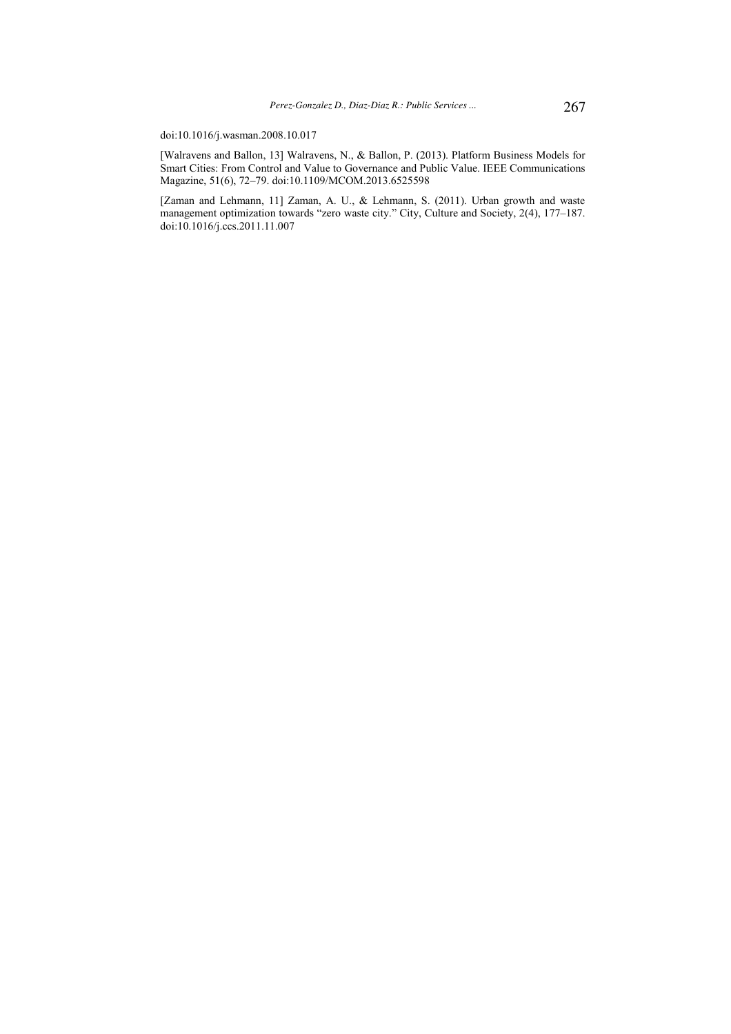doi:10.1016/j.wasman.2008.10.017

[Walravens and Ballon, 13] Walravens, N., & Ballon, P. (2013). Platform Business Models for Smart Cities: From Control and Value to Governance and Public Value. IEEE Communications Magazine, 51(6), 72–79. doi:10.1109/MCOM.2013.6525598

[Zaman and Lehmann, 11] Zaman, A. U., & Lehmann, S. (2011). Urban growth and waste management optimization towards "zero waste city." City, Culture and Society, 2(4), 177–187. doi:10.1016/j.ccs.2011.11.007